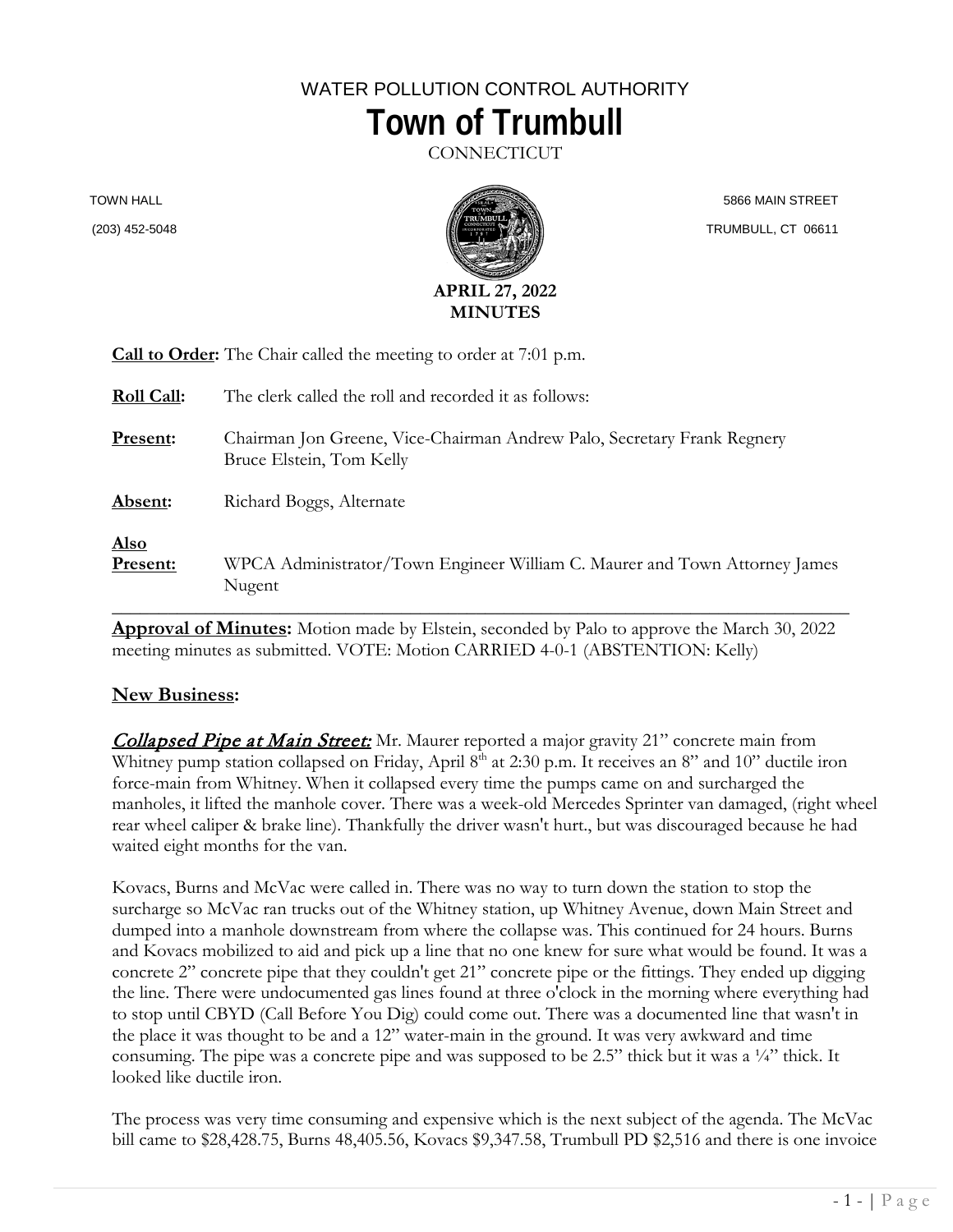WATER POLLUTION CONTROL AUTHORITY

# Town of Trumbull

CONNECTICUT

TOWN HALL
(203) 452-5048

5866 MAIN STREET
TRUMBULL, CT 06611

**APRIL 27, 2022**
**MINUTES**

**Call to Order:** The Chair called the meeting to order at 7:01 p.m.

**Roll Call:** The clerk called the roll and recorded it as follows:

**Present:** Chairman Jon Greene, Vice-Chairman Andrew Palo, Secretary Frank Regnery Bruce Elstein, Tom Kelly

**Absent:** Richard Boggs, Alternate

**Also Present:** WPCA Administrator/Town Engineer William C. Maurer and Town Attorney James Nugent

---

**Approval of Minutes:** Motion made by Elstein, seconded by Palo to approve the March 30, 2022 meeting minutes as submitted. VOTE: Motion CARRIED 4-0-1 (ABSTENTION: Kelly)

## New Business:

***Collapsed Pipe at Main Street:*** Mr. Maurer reported a major gravity 21" concrete main from Whitney pump station collapsed on Friday, April 8th at 2:30 p.m. It receives an 8" and 10" ductile iron force-main from Whitney. When it collapsed every time the pumps came on and surcharged the manholes, it lifted the manhole cover. There was a week-old Mercedes Sprinter van damaged, (right wheel rear wheel caliper & brake line). Thankfully the driver wasn't hurt., but was discouraged because he had waited eight months for the van.

Kovacs, Burns and McVac were called in. There was no way to turn down the station to stop the surcharge so McVac ran trucks out of the Whitney station, up Whitney Avenue, down Main Street and dumped into a manhole downstream from where the collapse was. This continued for 24 hours. Burns and Kovacs mobilized to aid and pick up a line that no one knew for sure what would be found. It was a concrete 2" concrete pipe that they couldn't get 21" concrete pipe or the fittings. They ended up digging the line. There were undocumented gas lines found at three o'clock in the morning where everything had to stop until CBYD (Call Before You Dig) could come out. There was a documented line that wasn't in the place it was thought to be and a 12" water-main in the ground. It was very awkward and time consuming. The pipe was a concrete pipe and was supposed to be 2.5" thick but it was a ¼" thick. It looked like ductile iron.

The process was very time consuming and expensive which is the next subject of the agenda. The McVac bill came to $28,428.75, Burns 48,405.56, Kovacs $9,347.58, Trumbull PD $2,516 and there is one invoice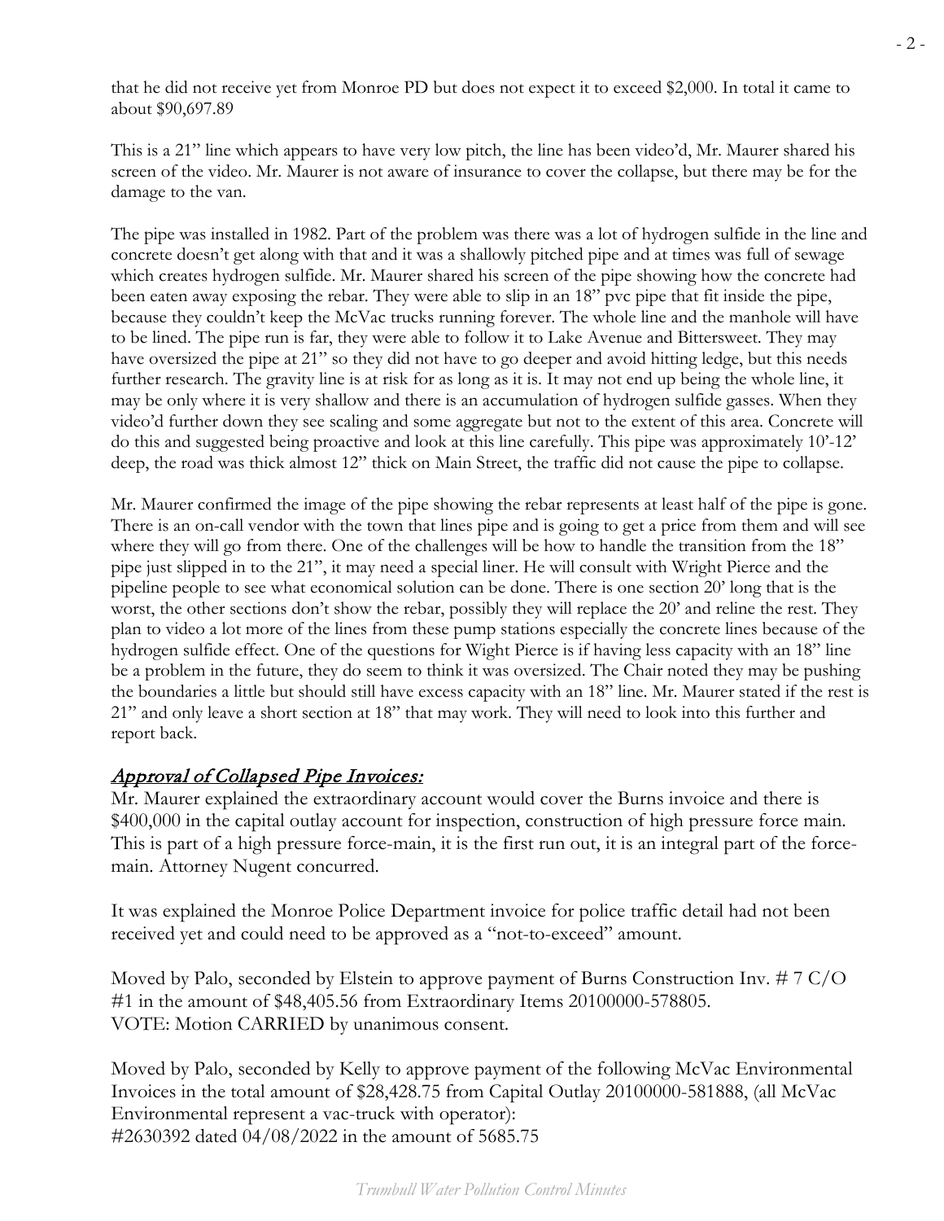that he did not receive yet from Monroe PD but does not expect it to exceed $2,000. In total it came to about $90,697.89

This is a 21" line which appears to have very low pitch, the line has been video'd, Mr. Maurer shared his screen of the video. Mr. Maurer is not aware of insurance to cover the collapse, but there may be for the damage to the van.

The pipe was installed in 1982. Part of the problem was there was a lot of hydrogen sulfide in the line and concrete doesn't get along with that and it was a shallowly pitched pipe and at times was full of sewage which creates hydrogen sulfide. Mr. Maurer shared his screen of the pipe showing how the concrete had been eaten away exposing the rebar. They were able to slip in an 18" pvc pipe that fit inside the pipe, because they couldn't keep the McVac trucks running forever. The whole line and the manhole will have to be lined. The pipe run is far, they were able to follow it to Lake Avenue and Bittersweet. They may have oversized the pipe at 21" so they did not have to go deeper and avoid hitting ledge, but this needs further research. The gravity line is at risk for as long as it is. It may not end up being the whole line, it may be only where it is very shallow and there is an accumulation of hydrogen sulfide gasses. When they video'd further down they see scaling and some aggregate but not to the extent of this area. Concrete will do this and suggested being proactive and look at this line carefully. This pipe was approximately 10'-12' deep, the road was thick almost 12" thick on Main Street, the traffic did not cause the pipe to collapse.

Mr. Maurer confirmed the image of the pipe showing the rebar represents at least half of the pipe is gone. There is an on-call vendor with the town that lines pipe and is going to get a price from them and will see where they will go from there. One of the challenges will be how to handle the transition from the 18" pipe just slipped in to the 21", it may need a special liner. He will consult with Wright Pierce and the pipeline people to see what economical solution can be done. There is one section 20' long that is the worst, the other sections don't show the rebar, possibly they will replace the 20' and reline the rest. They plan to video a lot more of the lines from these pump stations especially the concrete lines because of the hydrogen sulfide effect. One of the questions for Wight Pierce is if having less capacity with an 18" line be a problem in the future, they do seem to think it was oversized. The Chair noted they may be pushing the boundaries a little but should still have excess capacity with an 18" line. Mr. Maurer stated if the rest is 21" and only leave a short section at 18" that may work. They will need to look into this further and report back.

## *Approval of Collapsed Pipe Invoices:*

Mr. Maurer explained the extraordinary account would cover the Burns invoice and there is $400,000 in the capital outlay account for inspection, construction of high pressure force main. This is part of a high pressure force-main, it is the first run out, it is an integral part of the force-main. Attorney Nugent concurred.

It was explained the Monroe Police Department invoice for police traffic detail had not been received yet and could need to be approved as a "not-to-exceed" amount.

Moved by Palo, seconded by Elstein to approve payment of Burns Construction Inv. # 7 C/O #1 in the amount of $48,405.56 from Extraordinary Items 20100000-578805.
VOTE: Motion CARRIED by unanimous consent.

Moved by Palo, seconded by Kelly to approve payment of the following McVac Environmental Invoices in the total amount of $28,428.75 from Capital Outlay 20100000-581888, (all McVac Environmental represent a vac-truck with operator):
#2630392 dated 04/08/2022 in the amount of 5685.75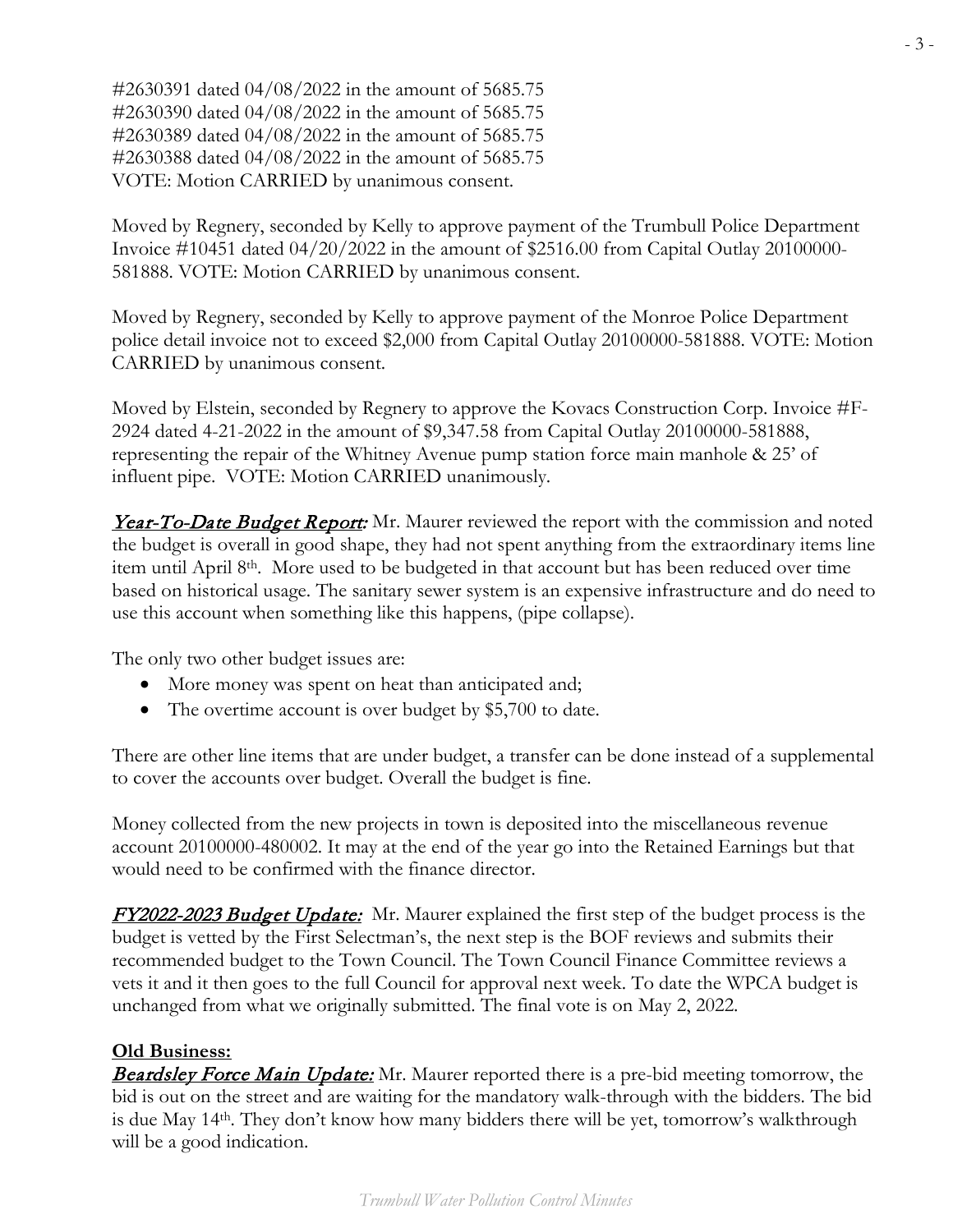#2630391 dated 04/08/2022 in the amount of 5685.75
#2630390 dated 04/08/2022 in the amount of 5685.75
#2630389 dated 04/08/2022 in the amount of 5685.75
#2630388 dated 04/08/2022 in the amount of 5685.75
VOTE: Motion CARRIED by unanimous consent.

Moved by Regnery, seconded by Kelly to approve payment of the Trumbull Police Department Invoice #10451 dated 04/20/2022 in the amount of $2516.00 from Capital Outlay 20100000-581888. VOTE: Motion CARRIED by unanimous consent.

Moved by Regnery, seconded by Kelly to approve payment of the Monroe Police Department police detail invoice not to exceed $2,000 from Capital Outlay 20100000-581888. VOTE: Motion CARRIED by unanimous consent.

Moved by Elstein, seconded by Regnery to approve the Kovacs Construction Corp. Invoice #F-2924 dated 4-21-2022 in the amount of $9,347.58 from Capital Outlay 20100000-581888, representing the repair of the Whitney Avenue pump station force main manhole & 25' of influent pipe. VOTE: Motion CARRIED unanimously.

***Year-To-Date Budget Report:*** Mr. Maurer reviewed the report with the commission and noted the budget is overall in good shape, they had not spent anything from the extraordinary items line item until April 8th. More used to be budgeted in that account but has been reduced over time based on historical usage. The sanitary sewer system is an expensive infrastructure and do need to use this account when something like this happens, (pipe collapse).

The only two other budget issues are:

- More money was spent on heat than anticipated and;
- The overtime account is over budget by $5,700 to date.

There are other line items that are under budget, a transfer can be done instead of a supplemental to cover the accounts over budget. Overall the budget is fine.

Money collected from the new projects in town is deposited into the miscellaneous revenue account 20100000-480002. It may at the end of the year go into the Retained Earnings but that would need to be confirmed with the finance director.

***FY2022-2023 Budget Update:*** Mr. Maurer explained the first step of the budget process is the budget is vetted by the First Selectman's, the next step is the BOF reviews and submits their recommended budget to the Town Council. The Town Council Finance Committee reviews a vets it and it then goes to the full Council for approval next week. To date the WPCA budget is unchanged from what we originally submitted. The final vote is on May 2, 2022.

**Old Business:**

***Beardsley Force Main Update:*** Mr. Maurer reported there is a pre-bid meeting tomorrow, the bid is out on the street and are waiting for the mandatory walk-through with the bidders. The bid is due May 14th. They don't know how many bidders there will be yet, tomorrow's walkthrough will be a good indication.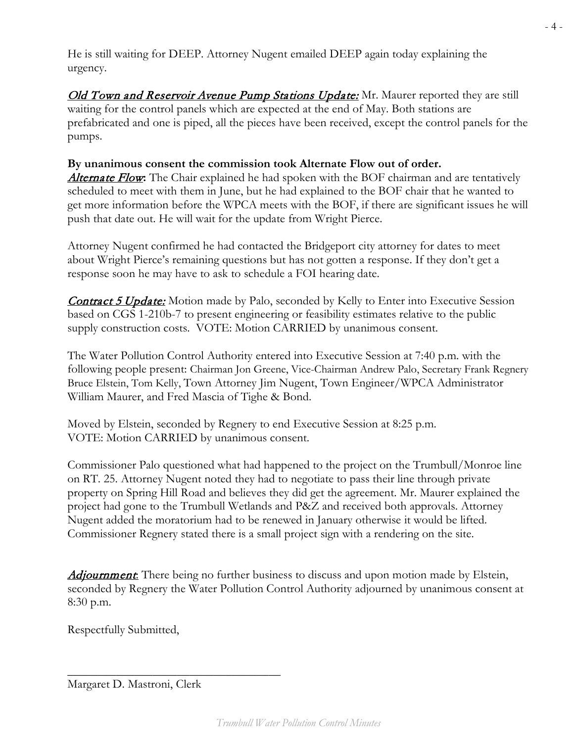He is still waiting for DEEP. Attorney Nugent emailed DEEP again today explaining the urgency.

***Old Town and Reservoir Avenue Pump Stations Update:*** Mr. Maurer reported they are still waiting for the control panels which are expected at the end of May. Both stations are prefabricated and one is piped, all the pieces have been received, except the control panels for the pumps.

**By unanimous consent the commission took Alternate Flow out of order.**
***Alternate Flow*:** The Chair explained he had spoken with the BOF chairman and are tentatively scheduled to meet with them in June, but he had explained to the BOF chair that he wanted to get more information before the WPCA meets with the BOF, if there are significant issues he will push that date out. He will wait for the update from Wright Pierce.

Attorney Nugent confirmed he had contacted the Bridgeport city attorney for dates to meet about Wright Pierce's remaining questions but has not gotten a response. If they don't get a response soon he may have to ask to schedule a FOI hearing date.

***Contract 5 Update:*** Motion made by Palo, seconded by Kelly to Enter into Executive Session based on CGS 1-210b-7 to present engineering or feasibility estimates relative to the public supply construction costs. VOTE: Motion CARRIED by unanimous consent.

The Water Pollution Control Authority entered into Executive Session at 7:40 p.m. with the following people present: Chairman Jon Greene, Vice-Chairman Andrew Palo, Secretary Frank Regnery Bruce Elstein, Tom Kelly, Town Attorney Jim Nugent, Town Engineer/WPCA Administrator William Maurer, and Fred Mascia of Tighe & Bond.

Moved by Elstein, seconded by Regnery to end Executive Session at 8:25 p.m.
VOTE: Motion CARRIED by unanimous consent.

Commissioner Palo questioned what had happened to the project on the Trumbull/Monroe line on RT. 25. Attorney Nugent noted they had to negotiate to pass their line through private property on Spring Hill Road and believes they did get the agreement. Mr. Maurer explained the project had gone to the Trumbull Wetlands and P&Z and received both approvals. Attorney Nugent added the moratorium had to be renewed in January otherwise it would be lifted. Commissioner Regnery stated there is a small project sign with a rendering on the site.

***Adjournment*:** There being no further business to discuss and upon motion made by Elstein, seconded by Regnery the Water Pollution Control Authority adjourned by unanimous consent at 8:30 p.m.

Respectfully Submitted,

\_\_\_\_\_\_\_\_\_\_\_\_\_\_\_\_\_\_\_\_\_\_\_\_\_\_\_\_\_\_\_\_\_\_\_\_\_

Margaret D. Mastroni, Clerk